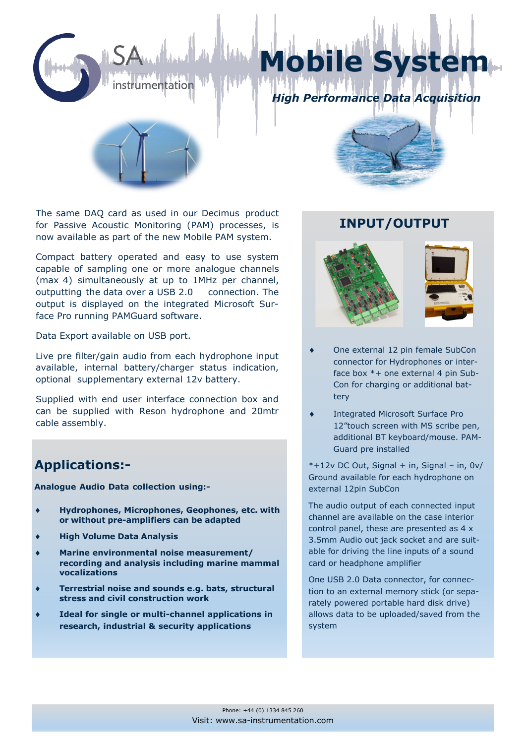SA instrumentation

# Mobile System

***High Performance Data Acquisition***

The same DAQ card as used in our Decimus product for Passive Acoustic Monitoring (PAM) processes, is now available as part of the new Mobile PAM system.

Compact battery operated and easy to use system capable of sampling one or more analogue channels (max 4) simultaneously at up to 1MHz per channel, outputting the data over a USB 2.0 connection. The output is displayed on the integrated Microsoft Surface Pro running PAMGuard software.

Data Export available on USB port.

Live pre filter/gain audio from each hydrophone input available, internal battery/charger status indication, optional supplementary external 12v battery.

Supplied with end user interface connection box and can be supplied with Reson hydrophone and 20mtr cable assembly.

## Applications:-

**Analogue Audio Data collection using:-**

- **Hydrophones, Microphones, Geophones, etc. with or without pre-amplifiers can be adapted**
- **High Volume Data Analysis**
- **Marine environmental noise measurement/ recording and analysis including marine mammal vocalizations**
- **Terrestrial noise and sounds e.g. bats, structural stress and civil construction work**
- **Ideal for single or multi-channel applications in research, industrial & security applications**

## INPUT/OUTPUT

- One external 12 pin female SubCon connector for Hydrophones or interface box *+ one external 4 pin SubCon for charging or additional battery
- Integrated Microsoft Surface Pro 12"touch screen with MS scribe pen, additional BT keyboard/mouse. PAMGuard pre installed

*+12v DC Out, Signal + in, Signal – in, 0v/ Ground available for each hydrophone on external 12pin SubCon

The audio output of each connected input channel are available on the case interior control panel, these are presented as 4 x 3.5mm Audio out jack socket and are suitable for driving the line inputs of a sound card or headphone amplifier

One USB 2.0 Data connector, for connection to an external memory stick (or separately powered portable hard disk drive) allows data to be uploaded/saved from the system

Phone: +44 (0) 1334 845 260

Visit: www.sa-instrumentation.com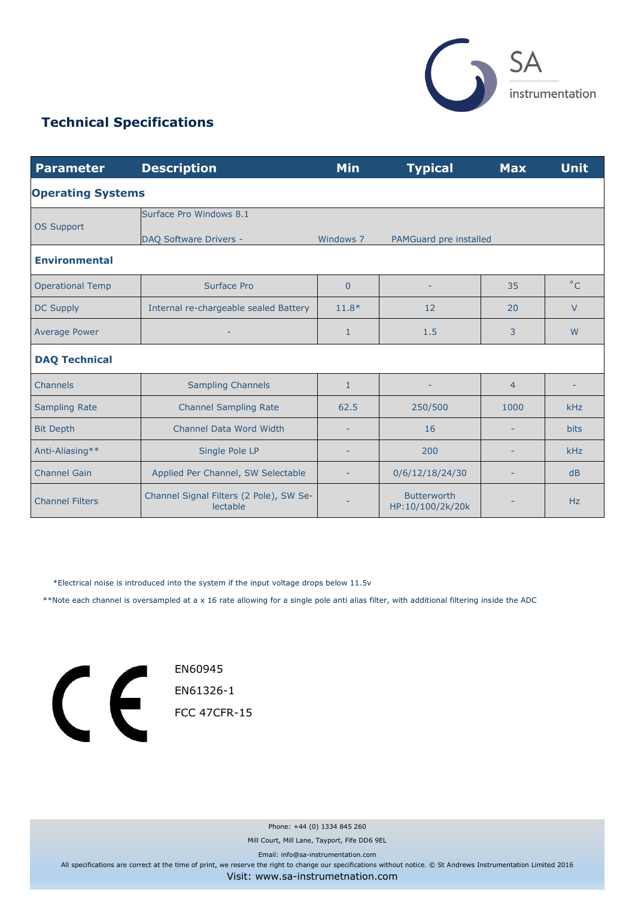SA instrumentation

## Technical Specifications

| Parameter | Description | Min | Typical | Max | Unit |
|---|---|---|---|---|---|
| **Operating Systems** | | | | | |
| OS Support | Surface Pro Windows 8.1<br>DAQ Software Drivers - | Windows 7 | PAMGuard pre installed | | |
| **Environmental** | | | | | |
| Operational Temp | Surface Pro | 0 | - | 35 | ˚C |
| DC Supply | Internal re-chargeable sealed Battery | 11.8* | 12 | 20 | V |
| Average Power | - | 1 | 1.5 | 3 | W |
| **DAQ Technical** | | | | | |
| Channels | Sampling Channels | 1 | - | 4 | - |
| Sampling Rate | Channel Sampling Rate | 62.5 | 250/500 | 1000 | kHz |
| Bit Depth | Channel Data Word Width | - | 16 | - | bits |
| Anti-Aliasing** | Single Pole LP | - | 200 | - | kHz |
| Channel Gain | Applied Per Channel, SW Selectable | - | 0/6/12/18/24/30 | - | dB |
| Channel Filters | Channel Signal Filters (2 Pole), SW Selectable | - | Butterworth HP:10/100/2k/20k | - | Hz |

*Electrical noise is introduced into the system if the input voltage drops below 11.5v

**Note each channel is oversampled at a x 16 rate allowing for a single pole anti alias filter, with additional filtering inside the ADC

CE

EN60945

EN61326-1

FCC 47CFR-15

Phone: +44 (0) 1334 845 260

Mill Court, Mill Lane, Tayport, Fife DD6 9EL

Email: info@sa-instrumentation.com

All specifications are correct at the time of print, we reserve the right to change our specifications without notice. © St Andrews Instrumentation Limited 2016

Visit: www.sa-instrumetnation.com